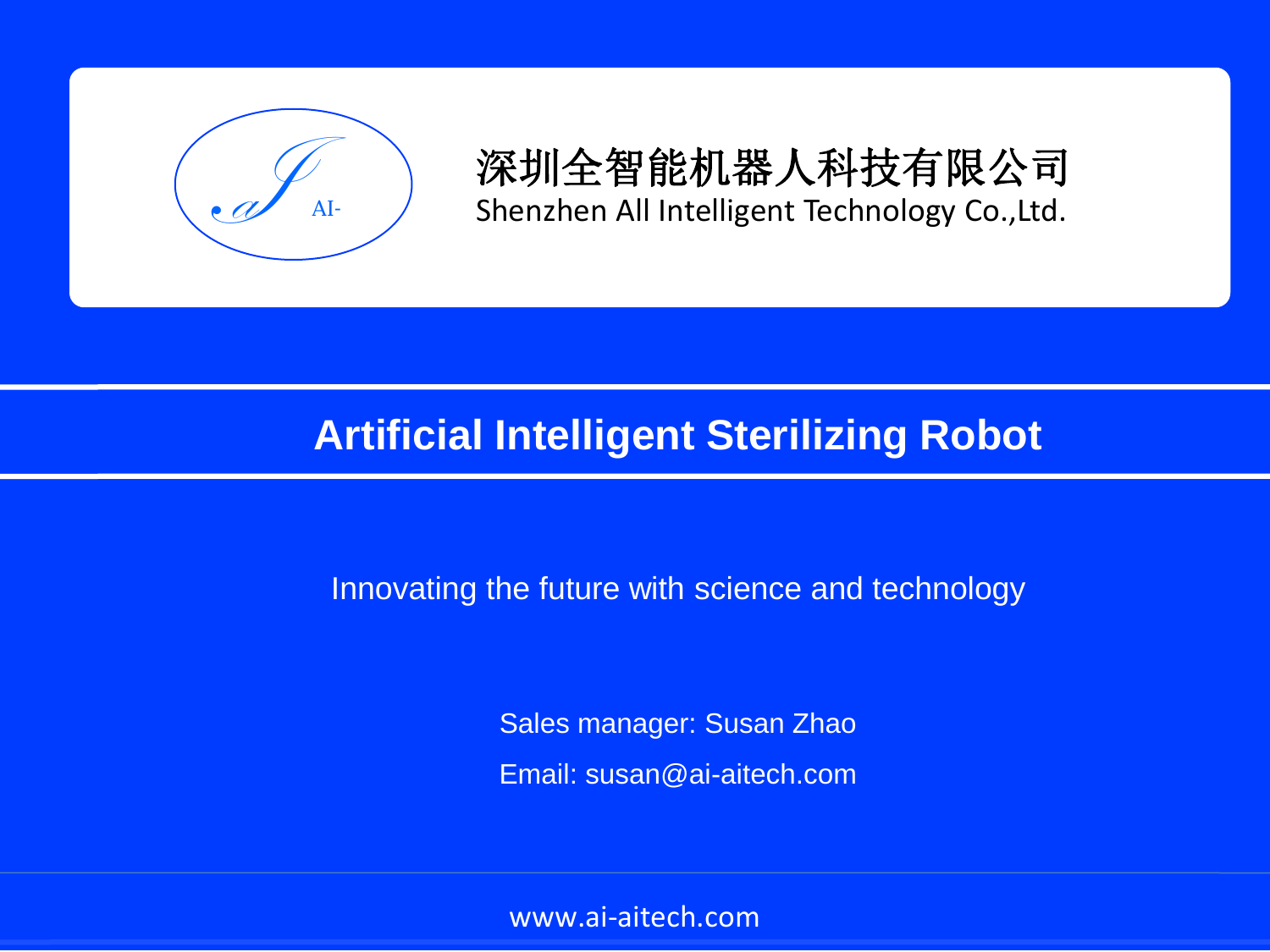AI-

深圳全智能机器人科技有限公司

Shenzhen All Intelligent Technology Co.,Ltd.

# Artificial Intelligent Sterilizing Robot

Innovating the future with science and technology

Sales manager: Susan Zhao

Email: susan@ai-aitech.com

www.ai-aitech.com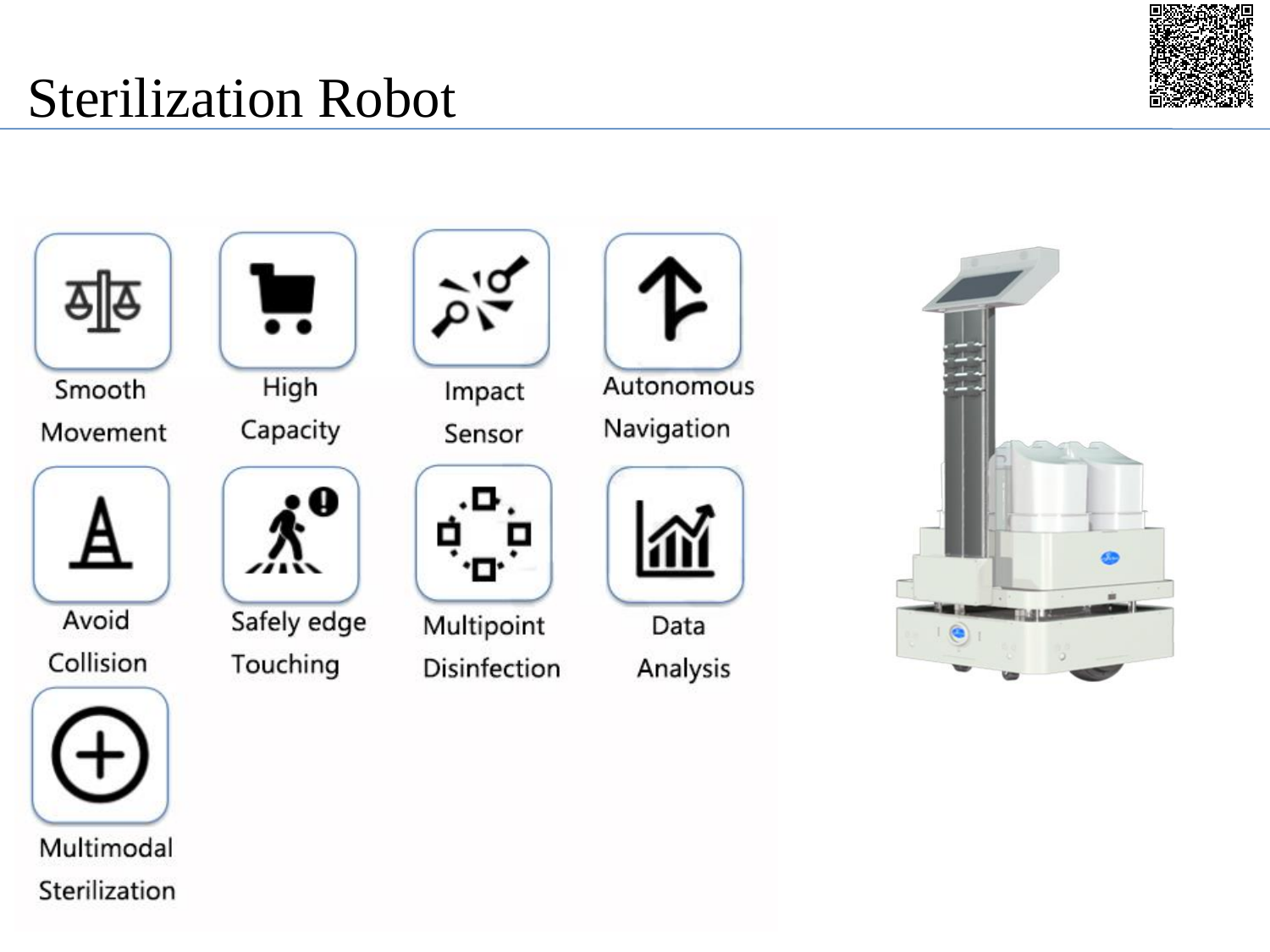# Sterilization Robot

- Smooth Movement
- High Capacity
- Impact Sensor
- Autonomous Navigation
- Avoid Collision
- Safely edge Touching
- Multipoint Disinfection
- Data Analysis
- Multimodal Sterilization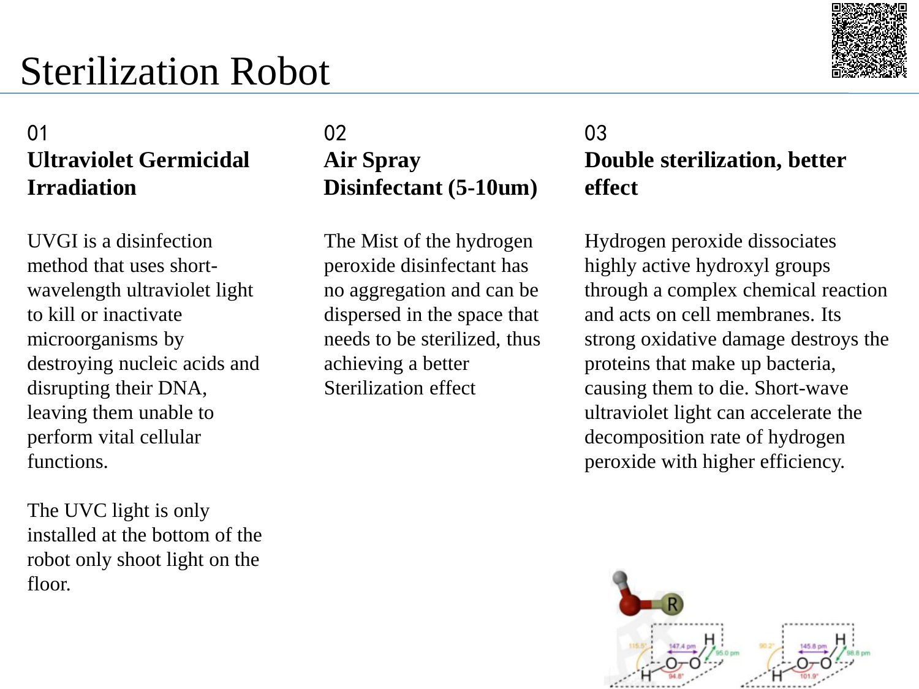# Sterilization Robot

## 01
### Ultraviolet Germicidal Irradiation

UVGI is a disinfection method that uses short-wavelength ultraviolet light to kill or inactivate microorganisms by destroying nucleic acids and disrupting their DNA, leaving them unable to perform vital cellular functions.

The UVC light is only installed at the bottom of the robot only shoot light on the floor.

## 02
### Air Spray Disinfectant (5-10um)

The Mist of the hydrogen peroxide disinfectant has no aggregation and can be dispersed in the space that needs to be sterilized, thus achieving a better Sterilization effect

## 03
### Double sterilization, better effect

Hydrogen peroxide dissociates highly active hydroxyl groups through a complex chemical reaction and acts on cell membranes. Its strong oxidative damage destroys the proteins that make up bacteria, causing them to die. Short-wave ultraviolet light can accelerate the decomposition rate of hydrogen peroxide with higher efficiency.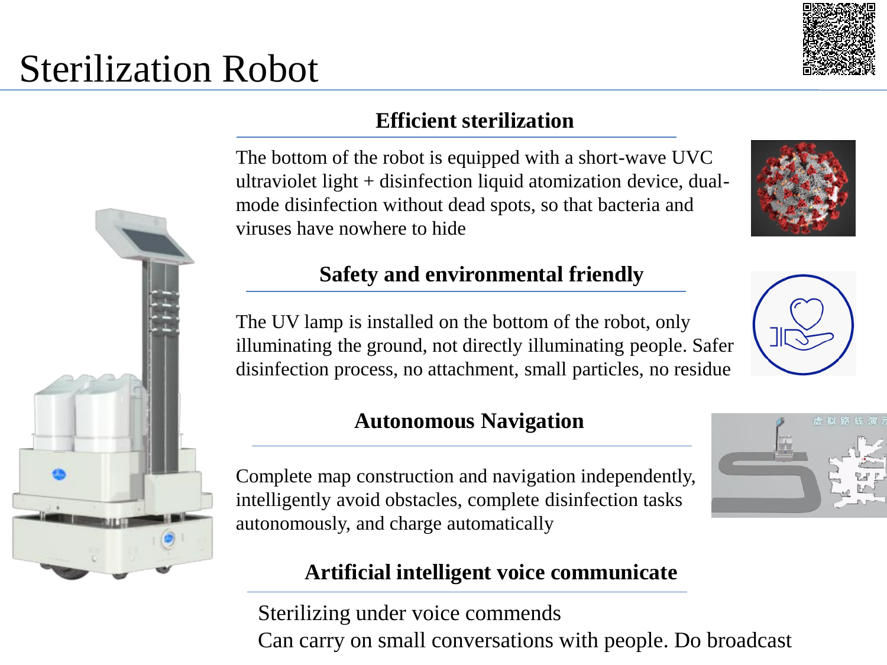# Sterilization Robot

## Efficient sterilization

The bottom of the robot is equipped with a short-wave UVC ultraviolet light + disinfection liquid atomization device, dual-mode disinfection without dead spots, so that bacteria and viruses have nowhere to hide

## Safety and environmental friendly

The UV lamp is installed on the bottom of the robot, only illuminating the ground, not directly illuminating people. Safer disinfection process, no attachment, small particles, no residue

## Autonomous Navigation

Complete map construction and navigation independently, intelligently avoid obstacles, complete disinfection tasks autonomously, and charge automatically

## Artificial intelligent voice communicate

Sterilizing under voice commends
Can carry on small conversations with people. Do broadcast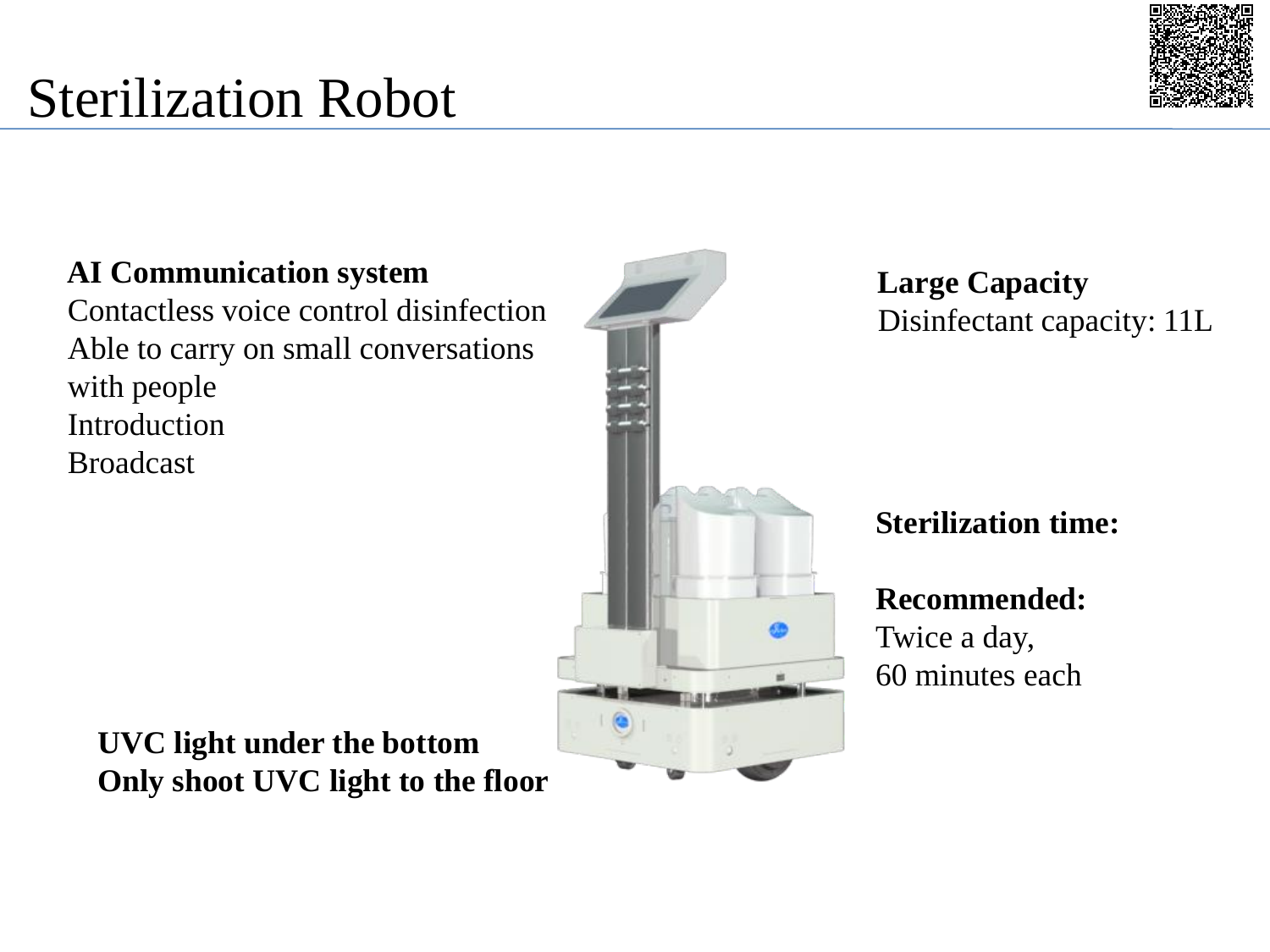# Sterilization Robot

**AI Communication system**
Contactless voice control disinfection
Able to carry on small conversations with people
Introduction
Broadcast

**Large Capacity**
Disinfectant capacity: 11L

**Sterilization time:**

**Recommended:**
Twice a day,
60 minutes each

**UVC light under the bottom**
**Only shoot UVC light to the floor**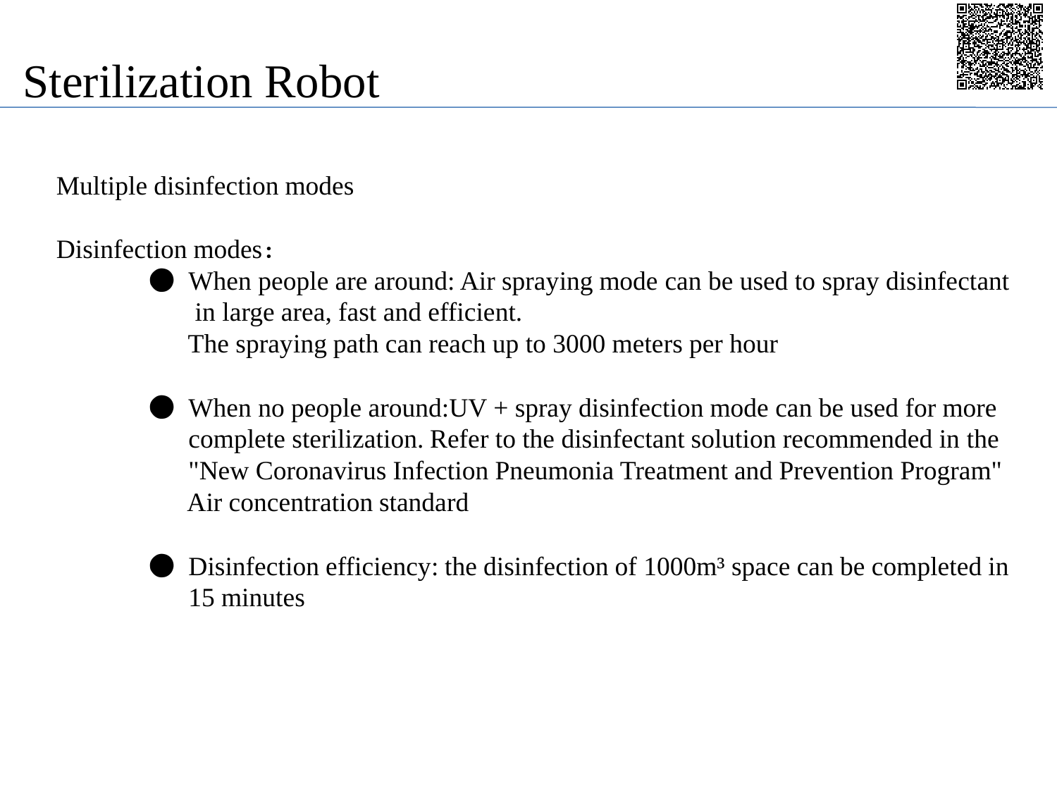# Sterilization Robot

Multiple disinfection modes

Disinfection modes：

- When people are around: Air spraying mode can be used to spray disinfectant in large area, fast and efficient.
  The spraying path can reach up to 3000 meters per hour

- When no people around:UV + spray disinfection mode can be used for more complete sterilization. Refer to the disinfectant solution recommended in the "New Coronavirus Infection Pneumonia Treatment and Prevention Program" Air concentration standard

- Disinfection efficiency: the disinfection of 1000m³ space can be completed in 15 minutes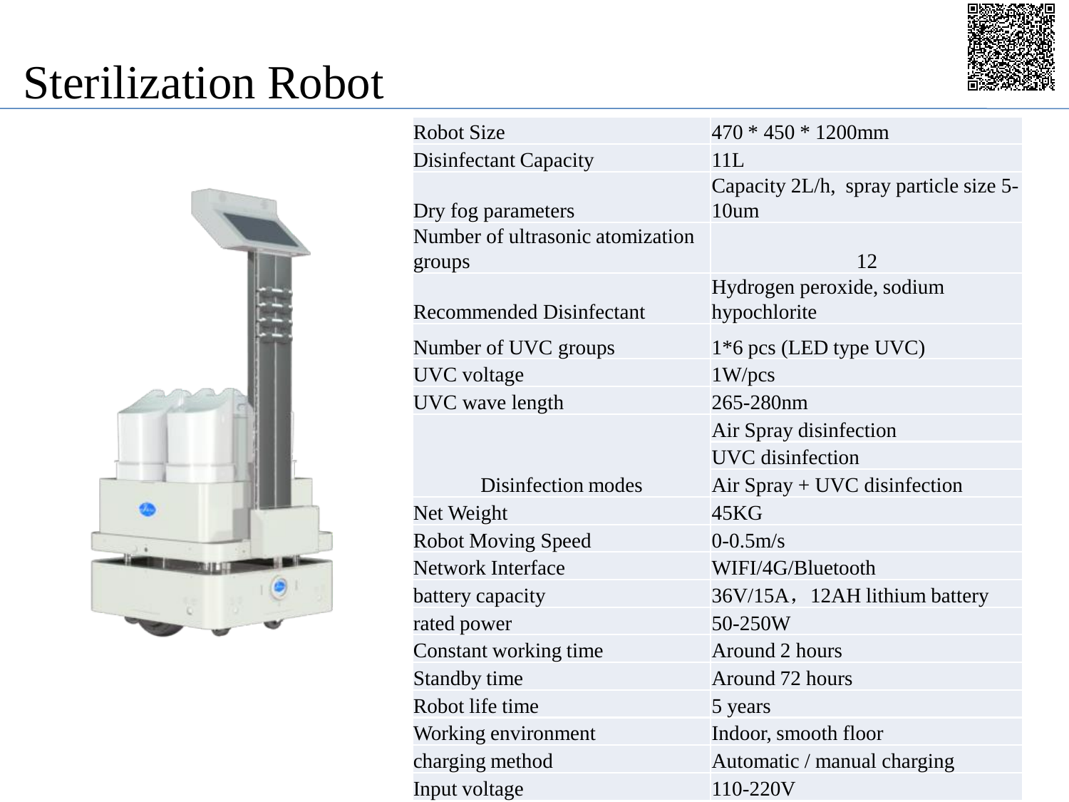# Sterilization Robot

| | |
|---|---|
| Robot Size | 470 * 450 * 1200mm |
| Disinfectant Capacity | 11L |
| Dry fog parameters | Capacity 2L/h, spray particle size 5-10um |
| Number of ultrasonic atomization groups | 12 |
| Recommended Disinfectant | Hydrogen peroxide, sodium hypochlorite |
| Number of UVC groups | 1*6 pcs (LED type UVC) |
| UVC voltage | 1W/pcs |
| UVC wave length | 265-280nm |
| Disinfection modes | Air Spray disinfection |
| | UVC disinfection |
| | Air Spray + UVC disinfection |
| Net Weight | 45KG |
| Robot Moving Speed | 0-0.5m/s |
| Network Interface | WIFI/4G/Bluetooth |
| battery capacity | 36V/15A，12AH lithium battery |
| rated power | 50-250W |
| Constant working time | Around 2 hours |
| Standby time | Around 72 hours |
| Robot life time | 5 years |
| Working environment | Indoor, smooth floor |
| charging method | Automatic / manual charging |
| Input voltage | 110-220V |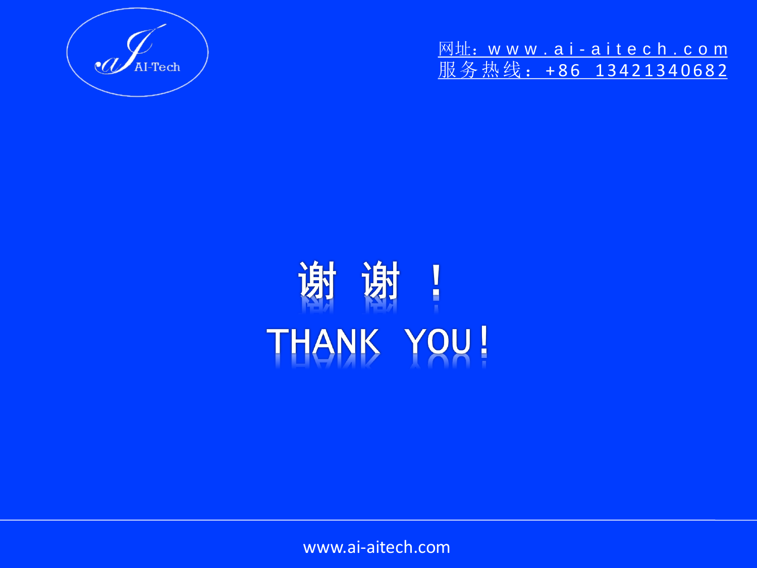AI-Tech

网址：www.ai-aitech.com
服务热线：+86 13421340682

# 谢 谢 ！

# THANK YOU！

www.ai-aitech.com